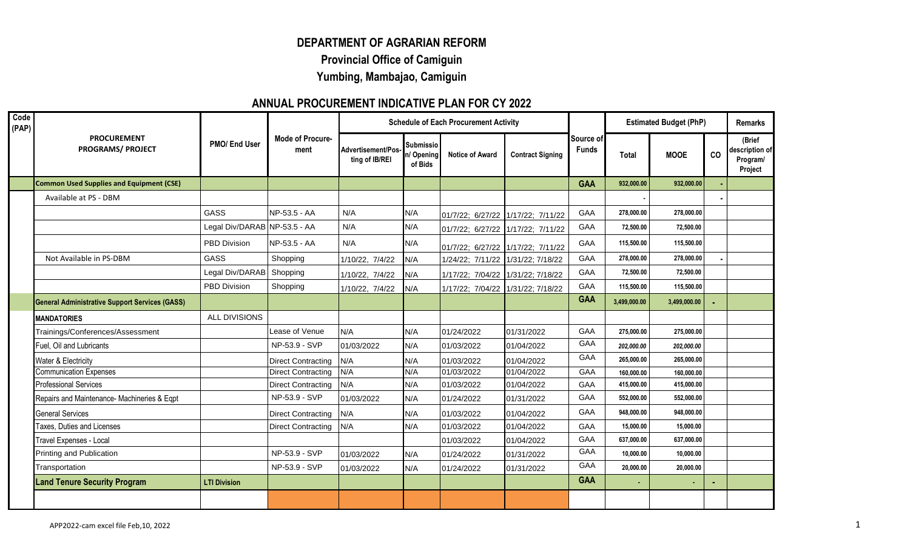# DEPARTMENT OF AGRARIAN REFORM

## Provincial Office of Camiguin

## Yumbing, Mambajao, Camiguin

### ANNUAL PROCUREMENT INDICATIVE PLAN FOR CY 2022

| Code (PAP) | PROCUREMENT PROGRAMS/ PROJECT | PMO/ End User | Mode of Procure-ment | Schedule of Each Procurement Activity | | | | Source of Funds | Estimated Budget (PhP) | | | Remarks |
|---|---|---|---|---|---|---|---|---|---|---|---|---|
| | | | | Advertisement/Pos-ting of IB/REI | Submission/ Opening of Bids | Notice of Award | Contract Signing | | Total | MOOE | CO | (Brief description of Program/ Project |
| | **Common Used Supplies and Equipment (CSE)** | | | | | | | **GAA** | 932,000.00 | 932,000.00 | - | |
| | Available at PS - DBM | | | | | | | | - | | - | |
| | | GASS | NP-53.5 - AA | N/A | N/A | 01/7/22; 6/27/22 | 1/17/22; 7/11/22 | GAA | 278,000.00 | 278,000.00 | | |
| | | Legal Div/DARAB | NP-53.5 - AA | N/A | N/A | 01/7/22; 6/27/22 | 1/17/22; 7/11/22 | GAA | 72,500.00 | 72,500.00 | | |
| | | PBD Division | NP-53.5 - AA | N/A | N/A | 01/7/22; 6/27/22 | 1/17/22; 7/11/22 | GAA | 115,500.00 | 115,500.00 | | |
| | Not Available in PS-DBM | GASS | Shopping | 1/10/22, 7/4/22 | N/A | 1/24/22; 7/11/22 | 1/31/22; 7/18/22 | GAA | 278,000.00 | 278,000.00 | - | |
| | | Legal Div/DARAB | Shopping | 1/10/22, 7/4/22 | N/A | 1/17/22; 7/04/22 | 1/31/22; 7/18/22 | GAA | 72,500.00 | 72,500.00 | | |
| | | PBD Division | Shopping | 1/10/22, 7/4/22 | N/A | 1/17/22; 7/04/22 | 1/31/22; 7/18/22 | GAA | 115,500.00 | 115,500.00 | | |
| | **General Administrative Support Services (GASS)** | | | | | | | **GAA** | 3,499,000.00 | 3,499,000.00 | - | |
| | **MANDATORIES** | ALL DIVISIONS | | | | | | | | | | |
| | Trainings/Conferences/Assessment | | Lease of Venue | N/A | N/A | 01/24/2022 | 01/31/2022 | GAA | 275,000.00 | 275,000.00 | | |
| | Fuel, Oil and Lubricants | | NP-53.9 - SVP | 01/03/2022 | N/A | 01/03/2022 | 01/04/2022 | GAA | *202,000.00* | *202,000.00* | | |
| | Water & Electricity | | Direct Contracting | N/A | N/A | 01/03/2022 | 01/04/2022 | GAA | 265,000.00 | 265,000.00 | | |
| | Communication Expenses | | Direct Contracting | N/A | N/A | 01/03/2022 | 01/04/2022 | GAA | 160,000.00 | 160,000.00 | | |
| | Professional Services | | Direct Contracting | N/A | N/A | 01/03/2022 | 01/04/2022 | GAA | 415,000.00 | 415,000.00 | | |
| | Repairs and Maintenance- Machineries & Eqpt | | NP-53.9 - SVP | 01/03/2022 | N/A | 01/24/2022 | 01/31/2022 | GAA | 552,000.00 | 552,000.00 | | |
| | General Services | | Direct Contracting | N/A | N/A | 01/03/2022 | 01/04/2022 | GAA | 948,000.00 | 948,000.00 | | |
| | Taxes, Duties and Licenses | | Direct Contracting | N/A | N/A | 01/03/2022 | 01/04/2022 | GAA | 15,000.00 | 15,000.00 | | |
| | Travel Expenses - Local | | | | | 01/03/2022 | 01/04/2022 | GAA | 637,000.00 | 637,000.00 | | |
| | Printing and Publication | | NP-53.9 - SVP | 01/03/2022 | N/A | 01/24/2022 | 01/31/2022 | GAA | 10,000.00 | 10,000.00 | | |
| | Transportation | | NP-53.9 - SVP | 01/03/2022 | N/A | 01/24/2022 | 01/31/2022 | GAA | 20,000.00 | 20,000.00 | | |
| | **Land Tenure Security Program** | **LTI Division** | | | | | | **GAA** | - | - | - | |
| | | | | | | | | | | | | |

APP2022-cam excel file Feb,10, 2022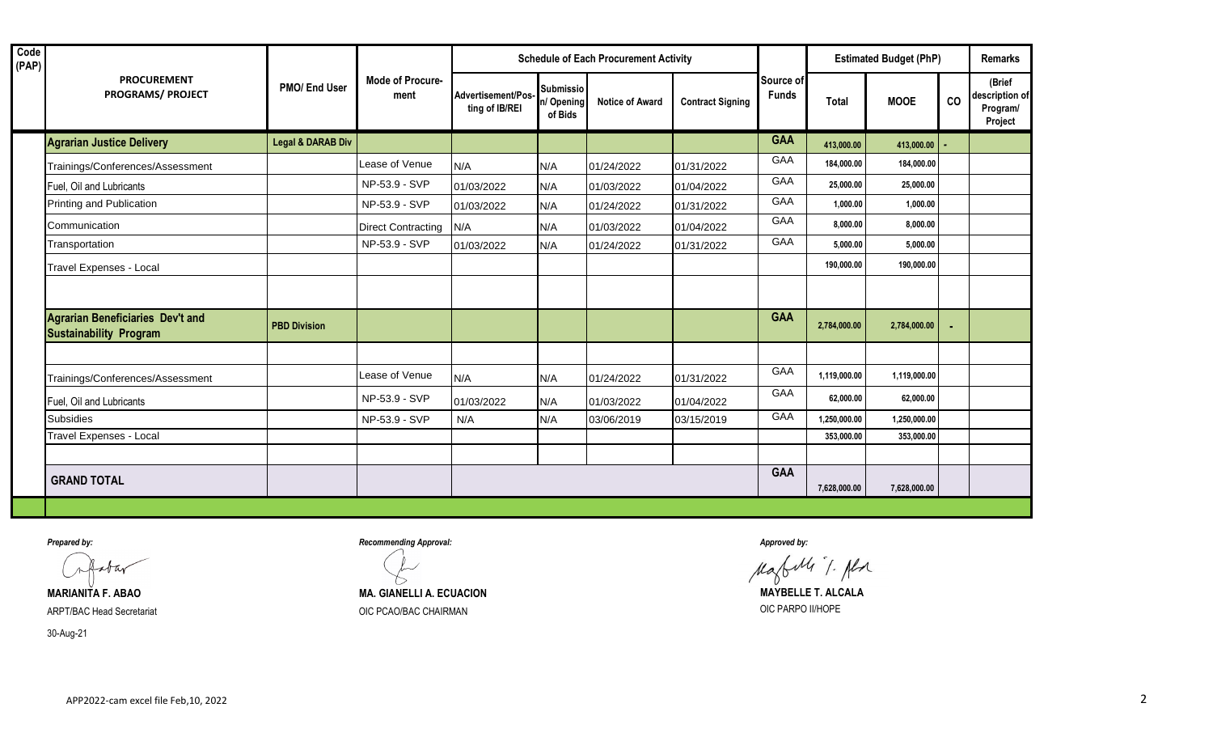| Code (PAP) | PROCUREMENT PROGRAMS/ PROJECT | PMO/ End User | Mode of Procure-ment | Schedule of Each Procurement Activity | | | | Source of Funds | Estimated Budget (PhP) | | | Remarks |
|---|---|---|---|---|---|---|---|---|---|---|---|---|
| | | | | Advertisement/Pos-ting of IB/REI | Submission/ Opening of Bids | Notice of Award | Contract Signing | | Total | MOOE | CO | (Brief description of Program/ Project |
| | **Agrarian Justice Delivery** | **Legal & DARAB Div** | | | | | | **GAA** | 413,000.00 | 413,000.00 | - | |
| | Trainings/Conferences/Assessment | | Lease of Venue | N/A | N/A | 01/24/2022 | 01/31/2022 | GAA | 184,000.00 | 184,000.00 | | |
| | Fuel, Oil and Lubricants | | NP-53.9 - SVP | 01/03/2022 | N/A | 01/03/2022 | 01/04/2022 | GAA | 25,000.00 | 25,000.00 | | |
| | Printing and Publication | | NP-53.9 - SVP | 01/03/2022 | N/A | 01/24/2022 | 01/31/2022 | GAA | 1,000.00 | 1,000.00 | | |
| | Communication | | Direct Contracting | N/A | N/A | 01/03/2022 | 01/04/2022 | GAA | 8,000.00 | 8,000.00 | | |
| | Transportation | | NP-53.9 - SVP | 01/03/2022 | N/A | 01/24/2022 | 01/31/2022 | GAA | 5,000.00 | 5,000.00 | | |
| | Travel Expenses - Local | | | | | | | | 190,000.00 | 190,000.00 | | |
| | | | | | | | | | | | | |
| | **Agrarian Beneficiaries Dev't and Sustainability Program** | **PBD Division** | | | | | | **GAA** | 2,784,000.00 | 2,784,000.00 | - | |
| | | | | | | | | | | | | |
| | Trainings/Conferences/Assessment | | Lease of Venue | N/A | N/A | 01/24/2022 | 01/31/2022 | GAA | 1,119,000.00 | 1,119,000.00 | | |
| | Fuel, Oil and Lubricants | | NP-53.9 - SVP | 01/03/2022 | N/A | 01/03/2022 | 01/04/2022 | GAA | 62,000.00 | 62,000.00 | | |
| | Subsidies | | NP-53.9 - SVP | N/A | N/A | 03/06/2019 | 03/15/2019 | GAA | 1,250,000.00 | 1,250,000.00 | | |
| | Travel Expenses - Local | | | | | | | | 353,000.00 | 353,000.00 | | |
| | | | | | | | | | | | | |
| | **GRAND TOTAL** | | | | | | | **GAA** | 7,628,000.00 | 7,628,000.00 | | |

*Prepared by:*

**MARIANITA F. ABAO**
ARPT/BAC Head Secretariat

30-Aug-21

*Recommending Approval:*

**MA. GIANELLI A. ECUACION**
OIC PCAO/BAC CHAIRMAN

*Approved by:*

**MAYBELLE T. ALCALA**
OIC PARPO II/HOPE

APP2022-cam excel file Feb,10, 2022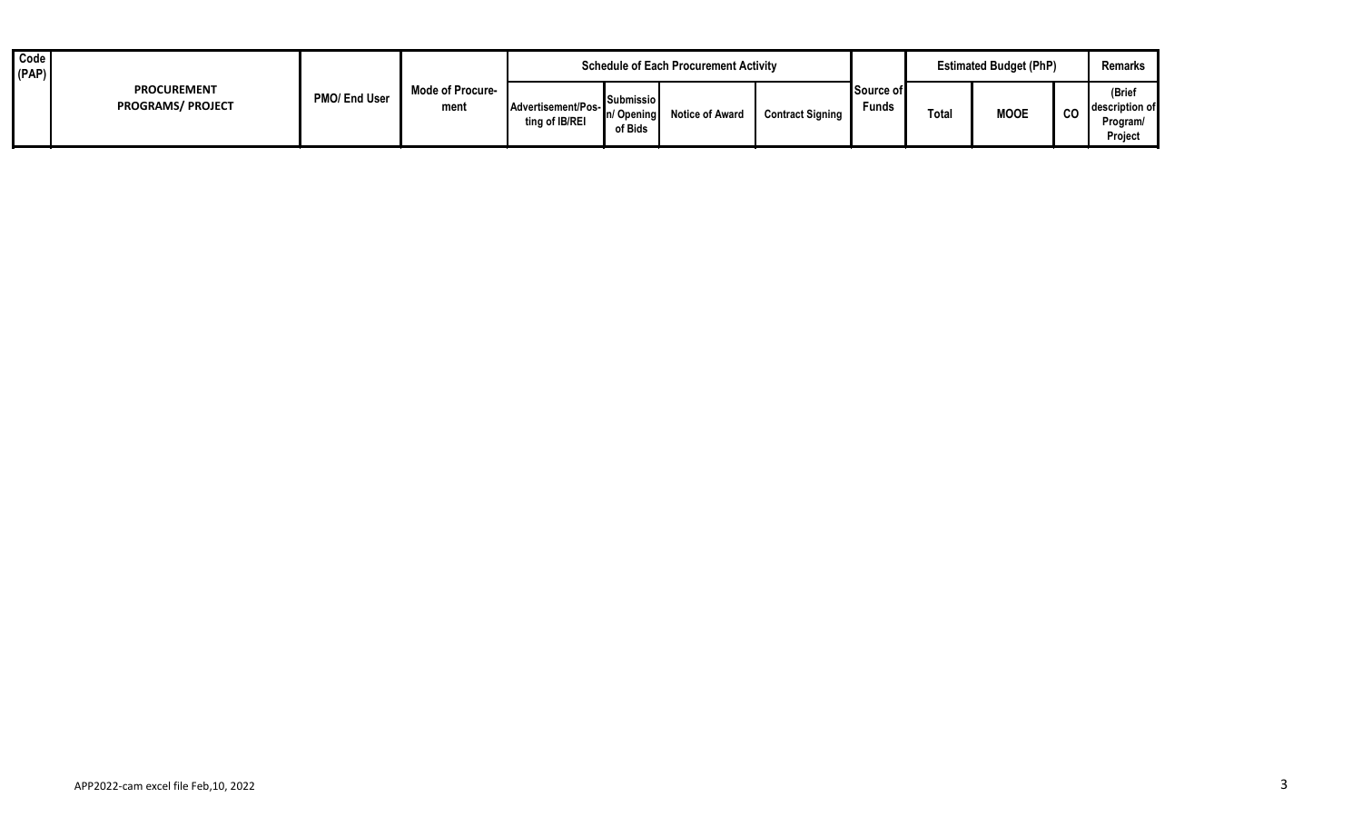| Code (PAP) | PROCUREMENT PROGRAMS/ PROJECT | PMO/ End User | Mode of Procure-ment | Schedule of Each Procurement Activity | | | | Source of Funds | Estimated Budget (PhP) | | | Remarks |
|---|---|---|---|---|---|---|---|---|---|---|---|---|
| | | | | Advertisement/Pos-ting of IB/REI | Submission/ Opening of Bids | Notice of Award | Contract Signing | | Total | MOOE | CO | (Brief description of Program/ Project |